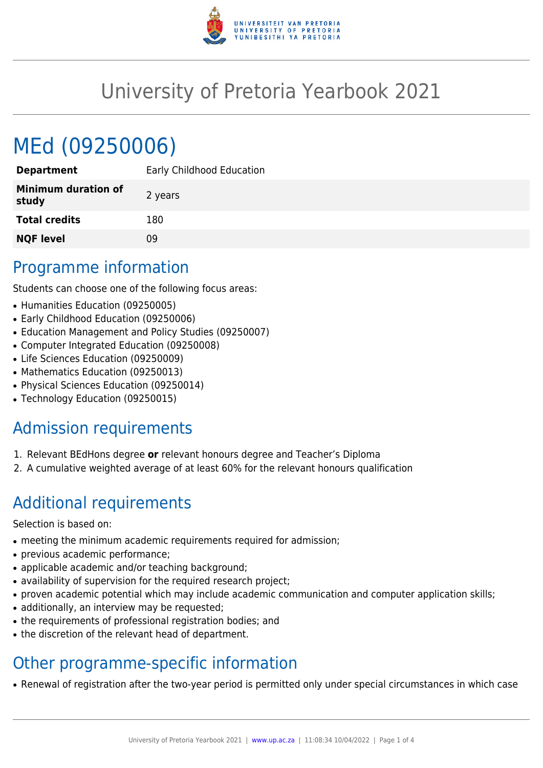# University of Pretoria Yearbook 2021

# MEd (09250006)

| | |
|---|---|
| **Department** | Early Childhood Education |
| **Minimum duration of study** | 2 years |
| **Total credits** | 180 |
| **NQF level** | 09 |

## Programme information

Students can choose one of the following focus areas:

- Humanities Education (09250005)
- Early Childhood Education (09250006)
- Education Management and Policy Studies (09250007)
- Computer Integrated Education (09250008)
- Life Sciences Education (09250009)
- Mathematics Education (09250013)
- Physical Sciences Education (09250014)
- Technology Education (09250015)

## Admission requirements

1. Relevant BEdHons degree **or** relevant honours degree and Teacher's Diploma
2. A cumulative weighted average of at least 60% for the relevant honours qualification

## Additional requirements

Selection is based on:

- meeting the minimum academic requirements required for admission;
- previous academic performance;
- applicable academic and/or teaching background;
- availability of supervision for the required research project;
- proven academic potential which may include academic communication and computer application skills;
- additionally, an interview may be requested;
- the requirements of professional registration bodies; and
- the discretion of the relevant head of department.

## Other programme-specific information

- Renewal of registration after the two-year period is permitted only under special circumstances in which case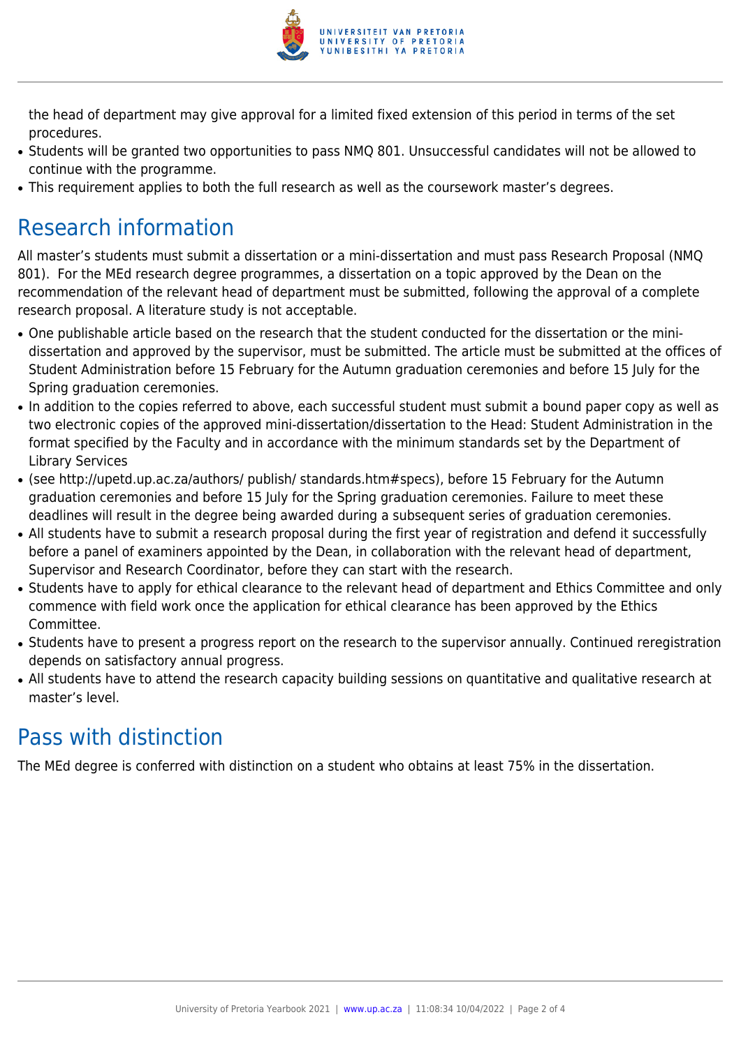the head of department may give approval for a limited fixed extension of this period in terms of the set procedures.

- Students will be granted two opportunities to pass NMQ 801. Unsuccessful candidates will not be allowed to continue with the programme.
- This requirement applies to both the full research as well as the coursework master's degrees.

## Research information

All master's students must submit a dissertation or a mini-dissertation and must pass Research Proposal (NMQ 801). For the MEd research degree programmes, a dissertation on a topic approved by the Dean on the recommendation of the relevant head of department must be submitted, following the approval of a complete research proposal. A literature study is not acceptable.

- One publishable article based on the research that the student conducted for the dissertation or the mini-dissertation and approved by the supervisor, must be submitted. The article must be submitted at the offices of Student Administration before 15 February for the Autumn graduation ceremonies and before 15 July for the Spring graduation ceremonies.
- In addition to the copies referred to above, each successful student must submit a bound paper copy as well as two electronic copies of the approved mini-dissertation/dissertation to the Head: Student Administration in the format specified by the Faculty and in accordance with the minimum standards set by the Department of Library Services
- (see http://upetd.up.ac.za/authors/ publish/ standards.htm#specs), before 15 February for the Autumn graduation ceremonies and before 15 July for the Spring graduation ceremonies. Failure to meet these deadlines will result in the degree being awarded during a subsequent series of graduation ceremonies.
- All students have to submit a research proposal during the first year of registration and defend it successfully before a panel of examiners appointed by the Dean, in collaboration with the relevant head of department, Supervisor and Research Coordinator, before they can start with the research.
- Students have to apply for ethical clearance to the relevant head of department and Ethics Committee and only commence with field work once the application for ethical clearance has been approved by the Ethics Committee.
- Students have to present a progress report on the research to the supervisor annually. Continued reregistration depends on satisfactory annual progress.
- All students have to attend the research capacity building sessions on quantitative and qualitative research at master's level.

## Pass with distinction

The MEd degree is conferred with distinction on a student who obtains at least 75% in the dissertation.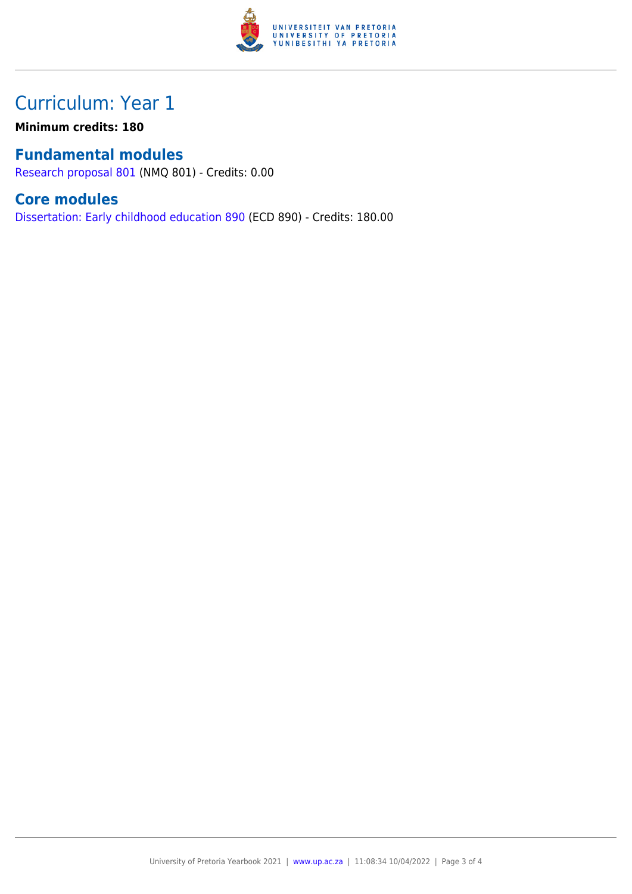# Curriculum: Year 1

**Minimum credits: 180**

## Fundamental modules

Research proposal 801 (NMQ 801) - Credits: 0.00

## Core modules

Dissertation: Early childhood education 890 (ECD 890) - Credits: 180.00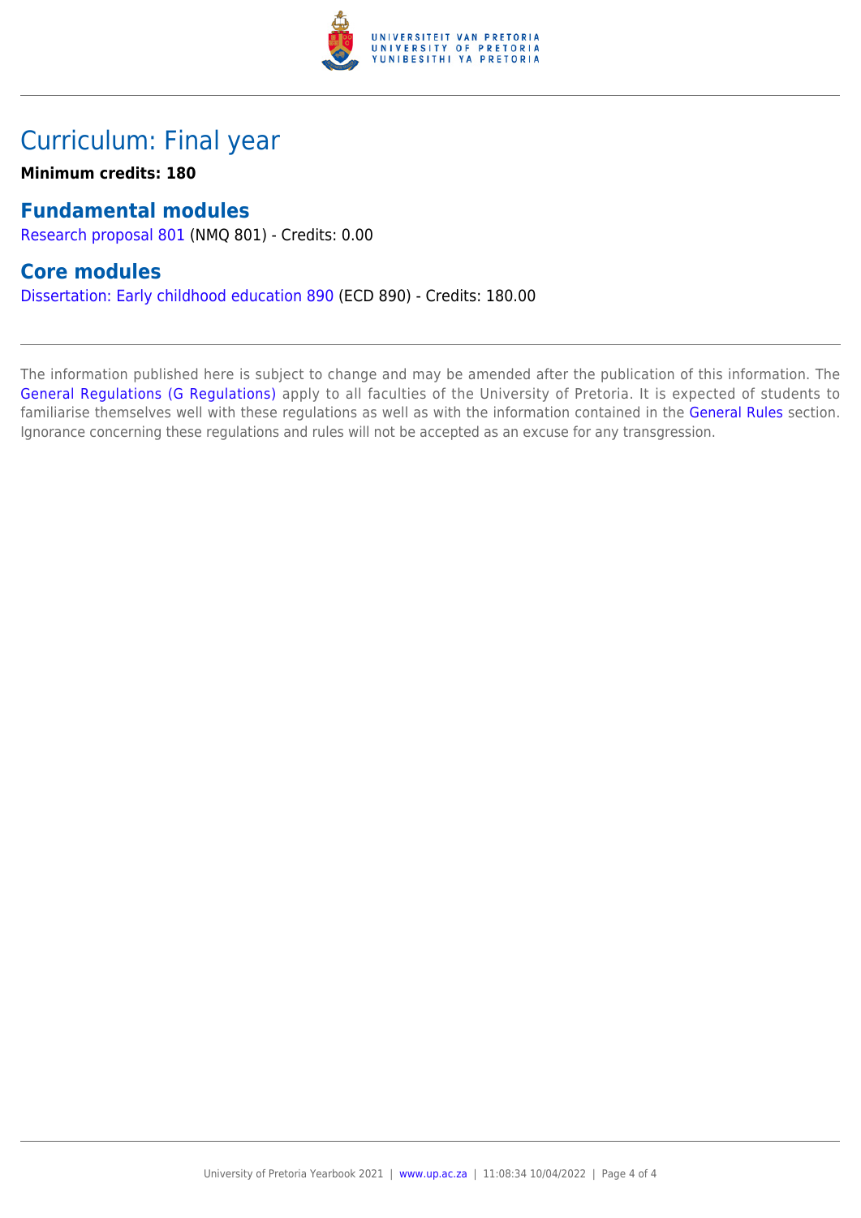# Curriculum: Final year

**Minimum credits: 180**

## Fundamental modules

Research proposal 801 (NMQ 801) - Credits: 0.00

## Core modules

Dissertation: Early childhood education 890 (ECD 890) - Credits: 180.00

The information published here is subject to change and may be amended after the publication of this information. The General Regulations (G Regulations) apply to all faculties of the University of Pretoria. It is expected of students to familiarise themselves well with these regulations as well as with the information contained in the General Rules section. Ignorance concerning these regulations and rules will not be accepted as an excuse for any transgression.